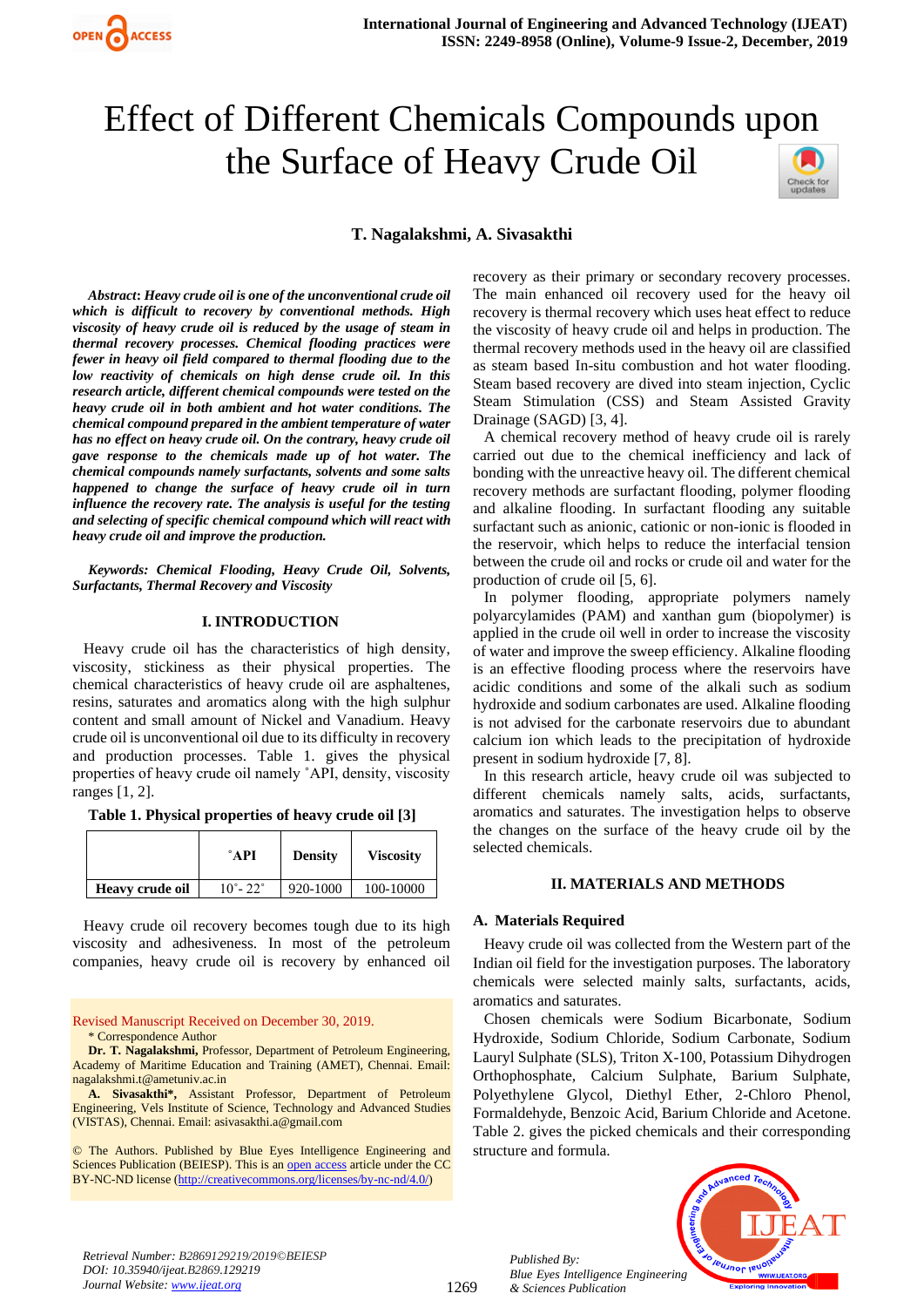# Effect of Different Chemicals Compounds upon the Surface of Heavy Crude Oil

**T. Nagalakshmi, A. Sivasakthi**

***Abstract*: *Heavy crude oil is one of the unconventional crude oil which is difficult to recovery by conventional methods. High viscosity of heavy crude oil is reduced by the usage of steam in thermal recovery processes. Chemical flooding practices were fewer in heavy oil field compared to thermal flooding due to the low reactivity of chemicals on high dense crude oil. In this research article, different chemical compounds were tested on the heavy crude oil in both ambient and hot water conditions. The chemical compound prepared in the ambient temperature of water has no effect on heavy crude oil. On the contrary, heavy crude oil gave response to the chemicals made up of hot water. The chemical compounds namely surfactants, solvents and some salts happened to change the surface of heavy crude oil in turn influence the recovery rate. The analysis is useful for the testing and selecting of specific chemical compound which will react with heavy crude oil and improve the production.***

***Keywords: Chemical Flooding, Heavy Crude Oil, Solvents, Surfactants, Thermal Recovery and Viscosity***

## I. INTRODUCTION

Heavy crude oil has the characteristics of high density, viscosity, stickiness as their physical properties. The chemical characteristics of heavy crude oil are asphaltenes, resins, saturates and aromatics along with the high sulphur content and small amount of Nickel and Vanadium. Heavy crude oil is unconventional oil due to its difficulty in recovery and production processes. Table 1. gives the physical properties of heavy crude oil namely ˚API, density, viscosity ranges [1, 2].

**Table 1. Physical properties of heavy crude oil [3]**

| | ˚API | Density | Viscosity |
|---|---|---|---|
| **Heavy crude oil** | 10˚- 22˚ | 920-1000 | 100-10000 |

Heavy crude oil recovery becomes tough due to its high viscosity and adhesiveness. In most of the petroleum companies, heavy crude oil is recovery by enhanced oil recovery as their primary or secondary recovery processes. The main enhanced oil recovery used for the heavy oil recovery is thermal recovery which uses heat effect to reduce the viscosity of heavy crude oil and helps in production. The thermal recovery methods used in the heavy oil are classified as steam based In-situ combustion and hot water flooding. Steam based recovery are dived into steam injection, Cyclic Steam Stimulation (CSS) and Steam Assisted Gravity Drainage (SAGD) [3, 4].

A chemical recovery method of heavy crude oil is rarely carried out due to the chemical inefficiency and lack of bonding with the unreactive heavy oil. The different chemical recovery methods are surfactant flooding, polymer flooding and alkaline flooding. In surfactant flooding any suitable surfactant such as anionic, cationic or non-ionic is flooded in the reservoir, which helps to reduce the interfacial tension between the crude oil and rocks or crude oil and water for the production of crude oil [5, 6].

In polymer flooding, appropriate polymers namely polyacrylamides (PAM) and xanthan gum (biopolymer) is applied in the crude oil well in order to increase the viscosity of water and improve the sweep efficiency. Alkaline flooding is an effective flooding process where the reservoirs have acidic conditions and some of the alkali such as sodium hydroxide and sodium carbonates are used. Alkaline flooding is not advised for the carbonate reservoirs due to abundant calcium ion which leads to the precipitation of hydroxide present in sodium hydroxide [7, 8].

In this research article, heavy crude oil was subjected to different chemicals namely salts, acids, surfactants, aromatics and saturates. The investigation helps to observe the changes on the surface of the heavy crude oil by the selected chemicals.

## II. MATERIALS AND METHODS

### A. Materials Required

Heavy crude oil was collected from the Western part of the Indian oil field for the investigation purposes. The laboratory chemicals were selected mainly salts, surfactants, acids, aromatics and saturates.

Chosen chemicals were Sodium Bicarbonate, Sodium Hydroxide, Sodium Chloride, Sodium Carbonate, Sodium Lauryl Sulphate (SLS), Triton X-100, Potassium Dihydrogen Orthophosphate, Calcium Sulphate, Barium Sulphate, Polyethylene Glycol, Diethyl Ether, 2-Chloro Phenol, Formaldehyde, Benzoic Acid, Barium Chloride and Acetone. Table 2. gives the picked chemicals and their corresponding structure and formula.

---

Revised Manuscript Received on December 30, 2019.

\* Correspondence Author

**Dr. T. Nagalakshmi,** Professor, Department of Petroleum Engineering, Academy of Maritime Education and Training (AMET), Chennai. Email: nagalakshmi.t@ametuniv.ac.in

**A. Sivasakthi\*,** Assistant Professor, Department of Petroleum Engineering, Vels Institute of Science, Technology and Advanced Studies (VISTAS), Chennai. Email: asivasakthi.a@gmail.com

© The Authors. Published by Blue Eyes Intelligence Engineering and Sciences Publication (BEIESP). This is an open access article under the CC BY-NC-ND license (http://creativecommons.org/licenses/by-nc-nd/4.0/)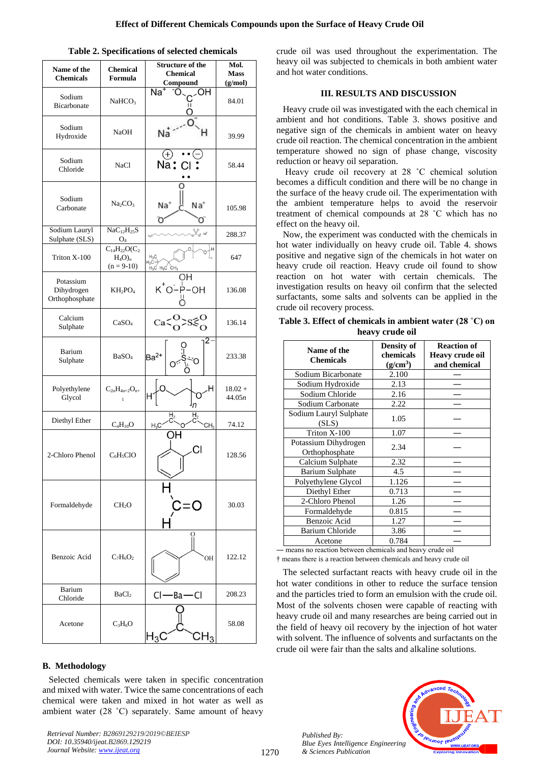**Table 2. Specifications of selected chemicals**

| Name of the Chemicals | Chemical Formula | Structure of the Chemical Compound | Mol. Mass (g/mol) |
|---|---|---|---|
| Sodium Bicarbonate | $NaHCO_3$ | | 84.01 |
| Sodium Hydroxide | NaOH | | 39.99 |
| Sodium Chloride | NaCl | | 58.44 |
| Sodium Carbonate | $Na_2CO_3$ | | 105.98 |
| Sodium Lauryl Sulphate (SLS) | $NaC_{12}H_{25}SO_4$ | | 288.37 |
| Triton X-100 | $C_{14}H_{22}O(C_2H_4O)_n$ (n = 9-10) | | 647 |
| Potassium Dihydrogen Orthophosphate | $KH_2PO_4$ | | 136.08 |
| Calcium Sulphate | $CaSO_4$ | | 136.14 |
| Barium Sulphate | $BaSO_4$ | | 233.38 |
| Polyethylene Glycol | $C_{2n}H_{4n+2}O_{n+1}$ | | 18.02 + 44.05*n* |
| Diethyl Ether | $C_4H_{10}O$ | | 74.12 |
| 2-Chloro Phenol | $C_6H_5ClO$ | | 128.56 |
| Formaldehyde | $CH_2O$ | | 30.03 |
| Benzoic Acid | $C_7H_6O_2$ | | 122.12 |
| Barium Chloride | $BaCl_2$ | | 208.23 |
| Acetone | $C_3H_6O$ | | 58.08 |

## B. Methodology

Selected chemicals were taken in specific concentration and mixed with water. Twice the same concentrations of each chemical were taken and mixed in hot water as well as ambient water (28 ˚C) separately. Same amount of heavy crude oil was used throughout the experimentation. The heavy oil was subjected to chemicals in both ambient water and hot water conditions.

## III. RESULTS AND DISCUSSION

Heavy crude oil was investigated with the each chemical in ambient and hot conditions. Table 3. shows positive and negative sign of the chemicals in ambient water on heavy crude oil reaction. The chemical concentration in the ambient temperature showed no sign of phase change, viscosity reduction or heavy oil separation.

Heavy crude oil recovery at 28 ˚C chemical solution becomes a difficult condition and there will be no change in the surface of the heavy crude oil. The experimentation with the ambient temperature helps to avoid the reservoir treatment of chemical compounds at 28 ˚C which has no effect on the heavy oil.

Now, the experiment was conducted with the chemicals in hot water individually on heavy crude oil. Table 4. shows positive and negative sign of the chemicals in hot water on heavy crude oil reaction. Heavy crude oil found to show reaction on hot water with certain chemicals. The investigation results on heavy oil confirm that the selected surfactants, some salts and solvents can be applied in the crude oil recovery process.

**Table 3. Effect of chemicals in ambient water (28 ˚C) on heavy crude oil**

| Name of the Chemicals | Density of chemicals (g/cm³) | Reaction of Heavy crude oil and chemical |
|---|---|---|
| Sodium Bicarbonate | 2.100 | — |
| Sodium Hydroxide | 2.13 | — |
| Sodium Chloride | 2.16 | — |
| Sodium Carbonate | 2.22 | — |
| Sodium Lauryl Sulphate (SLS) | 1.05 | — |
| Triton X-100 | 1.07 | — |
| Potassium Dihydrogen Orthophosphate | 2.34 | — |
| Calcium Sulphate | 2.32 | — |
| Barium Sulphate | 4.5 | — |
| Polyethylene Glycol | 1.126 | — |
| Diethyl Ether | 0.713 | — |
| 2-Chloro Phenol | 1.26 | — |
| Formaldehyde | 0.815 | — |
| Benzoic Acid | 1.27 | — |
| Barium Chloride | 3.86 | — |
| Acetone | 0.784 | — |

— means no reaction between chemicals and heavy crude oil
† means there is a reaction between chemicals and heavy crude oil

The selected surfactant reacts with heavy crude oil in the hot water conditions in other to reduce the surface tension and the particles tried to form an emulsion with the crude oil. Most of the solvents chosen were capable of reacting with heavy crude oil and many researches are being carried out in the field of heavy oil recovery by the injection of hot water with solvent. The influence of solvents and surfactants on the crude oil were fair than the salts and alkaline solutions.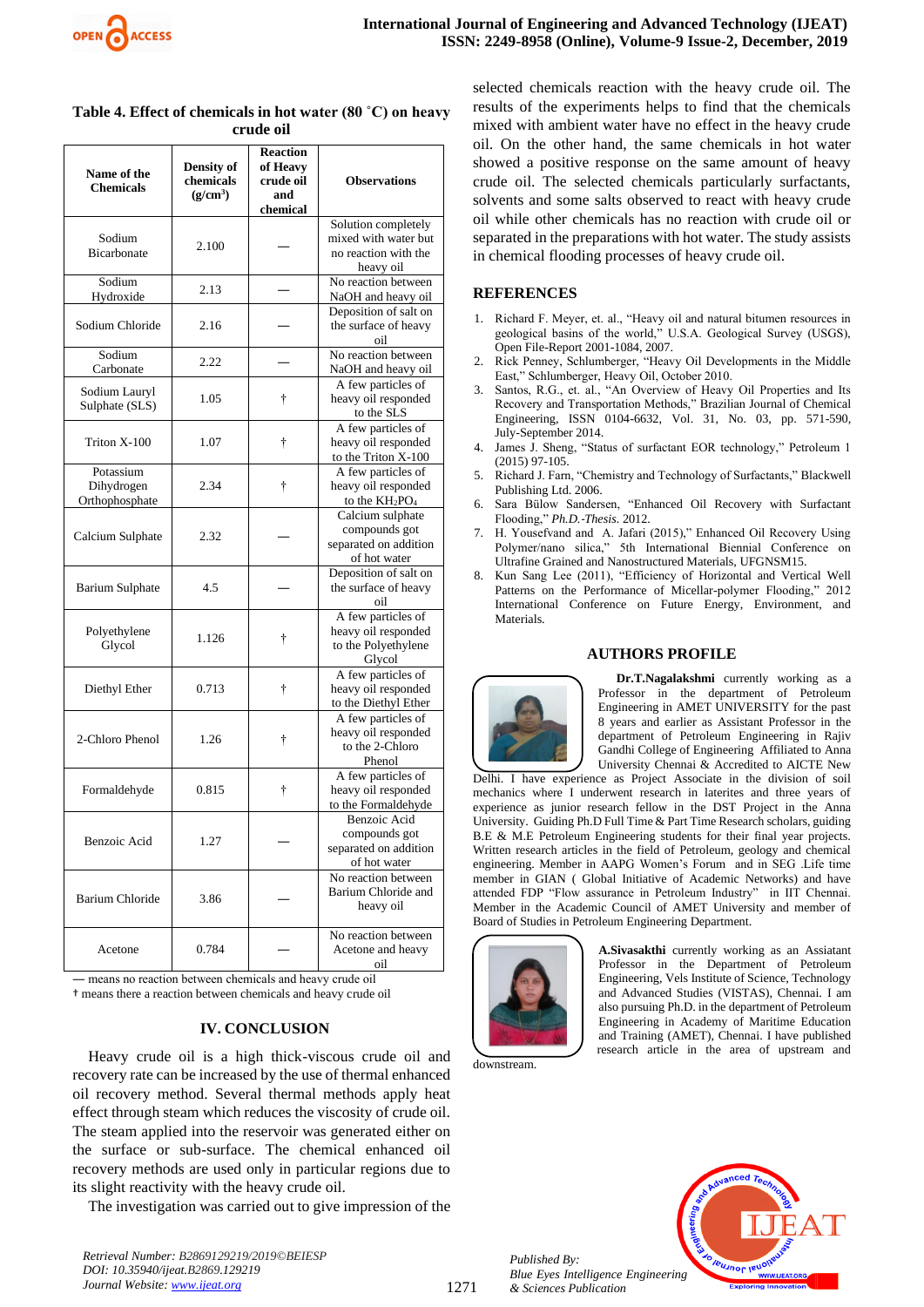**Table 4. Effect of chemicals in hot water (80 ˚C) on heavy crude oil**

| Name of the Chemicals | Density of chemicals ($g/cm^3$) | Reaction of Heavy crude oil and chemical | Observations |
|---|---|---|---|
| Sodium Bicarbonate | 2.100 | — | Solution completely mixed with water but no reaction with the heavy oil |
| Sodium Hydroxide | 2.13 | — | No reaction between NaOH and heavy oil |
| Sodium Chloride | 2.16 | — | Deposition of salt on the surface of heavy oil |
| Sodium Carbonate | 2.22 | — | No reaction between NaOH and heavy oil |
| Sodium Lauryl Sulphate (SLS) | 1.05 | † | A few particles of heavy oil responded to the SLS |
| Triton X-100 | 1.07 | † | A few particles of heavy oil responded to the Triton X-100 |
| Potassium Dihydrogen Orthophosphate | 2.34 | † | A few particles of heavy oil responded to the $KH_2PO_4$ |
| Calcium Sulphate | 2.32 | — | Calcium sulphate compounds got separated on addition of hot water |
| Barium Sulphate | 4.5 | — | Deposition of salt on the surface of heavy oil |
| Polyethylene Glycol | 1.126 | † | A few particles of heavy oil responded to the Polyethylene Glycol |
| Diethyl Ether | 0.713 | † | A few particles of heavy oil responded to the Diethyl Ether |
| 2-Chloro Phenol | 1.26 | † | A few particles of heavy oil responded to the 2-Chloro Phenol |
| Formaldehyde | 0.815 | † | A few particles of heavy oil responded to the Formaldehyde |
| Benzoic Acid | 1.27 | — | Benzoic Acid compounds got separated on addition of hot water |
| Barium Chloride | 3.86 | — | No reaction between Barium Chloride and heavy oil |
| Acetone | 0.784 | — | No reaction between Acetone and heavy oil |

— means no reaction between chemicals and heavy crude oil
† means there a reaction between chemicals and heavy crude oil

## IV. CONCLUSION

Heavy crude oil is a high thick-viscous crude oil and recovery rate can be increased by the use of thermal enhanced oil recovery method. Several thermal methods apply heat effect through steam which reduces the viscosity of crude oil. The steam applied into the reservoir was generated either on the surface or sub-surface. The chemical enhanced oil recovery methods are used only in particular regions due to its slight reactivity with the heavy crude oil.

The investigation was carried out to give impression of the selected chemicals reaction with the heavy crude oil. The results of the experiments helps to find that the chemicals mixed with ambient water have no effect in the heavy crude oil. On the other hand, the same chemicals in hot water showed a positive response on the same amount of heavy crude oil. The selected chemicals particularly surfactants, solvents and some salts observed to react with heavy crude oil while other chemicals has no reaction with crude oil or separated in the preparations with hot water. The study assists in chemical flooding processes of heavy crude oil.

## REFERENCES

1. Richard F. Meyer, et. al., "Heavy oil and natural bitumen resources in geological basins of the world," U.S.A. Geological Survey (USGS), Open File-Report 2001-1084, 2007.
2. Rick Penney, Schlumberger, "Heavy Oil Developments in the Middle East," Schlumberger, Heavy Oil, October 2010.
3. Santos, R.G., et. al., "An Overview of Heavy Oil Properties and Its Recovery and Transportation Methods," Brazilian Journal of Chemical Engineering, ISSN 0104-6632, Vol. 31, No. 03, pp. 571-590, July-September 2014.
4. James J. Sheng, "Status of surfactant EOR technology," Petroleum 1 (2015) 97-105.
5. Richard J. Farn, "Chemistry and Technology of Surfactants," Blackwell Publishing Ltd. 2006.
6. Sara Bülow Sandersen, "Enhanced Oil Recovery with Surfactant Flooding," *Ph.D.-Thesis*. 2012.
7. H. Yousefvand and A. Jafari (2015)," Enhanced Oil Recovery Using Polymer/nano silica," 5th International Biennial Conference on Ultrafine Grained and Nanostructured Materials, UFGNSM15.
8. Kun Sang Lee (2011), "Efficiency of Horizontal and Vertical Well Patterns on the Performance of Micellar-polymer Flooding," 2012 International Conference on Future Energy, Environment, and Materials.

## AUTHORS PROFILE

**Dr.T.Nagalakshmi** currently working as a Professor in the department of Petroleum Engineering in AMET UNIVERSITY for the past 8 years and earlier as Assistant Professor in the department of Petroleum Engineering in Rajiv Gandhi College of Engineering Affiliated to Anna University Chennai & Accredited to AICTE New Delhi. I have experience as Project Associate in the division of soil mechanics where I underwent research in laterites and three years of experience as junior research fellow in the DST Project in the Anna University. Guiding Ph.D Full Time & Part Time Research scholars, guiding B.E & M.E Petroleum Engineering students for their final year projects. Written research articles in the field of Petroleum, geology and chemical engineering. Member in AAPG Women's Forum and in SEG .Life time member in GIAN ( Global Initiative of Academic Networks) and have attended FDP "Flow assurance in Petroleum Industry" in IIT Chennai. Member in the Academic Council of AMET University and member of Board of Studies in Petroleum Engineering Department.

**A.Sivasakthi** currently working as an Assiatant Professor in the Department of Petroleum Engineering, Vels Institute of Science, Technology and Advanced Studies (VISTAS), Chennai. I am also pursuing Ph.D. in the department of Petroleum Engineering in Academy of Maritime Education and Training (AMET), Chennai. I have published research article in the area of upstream and downstream.